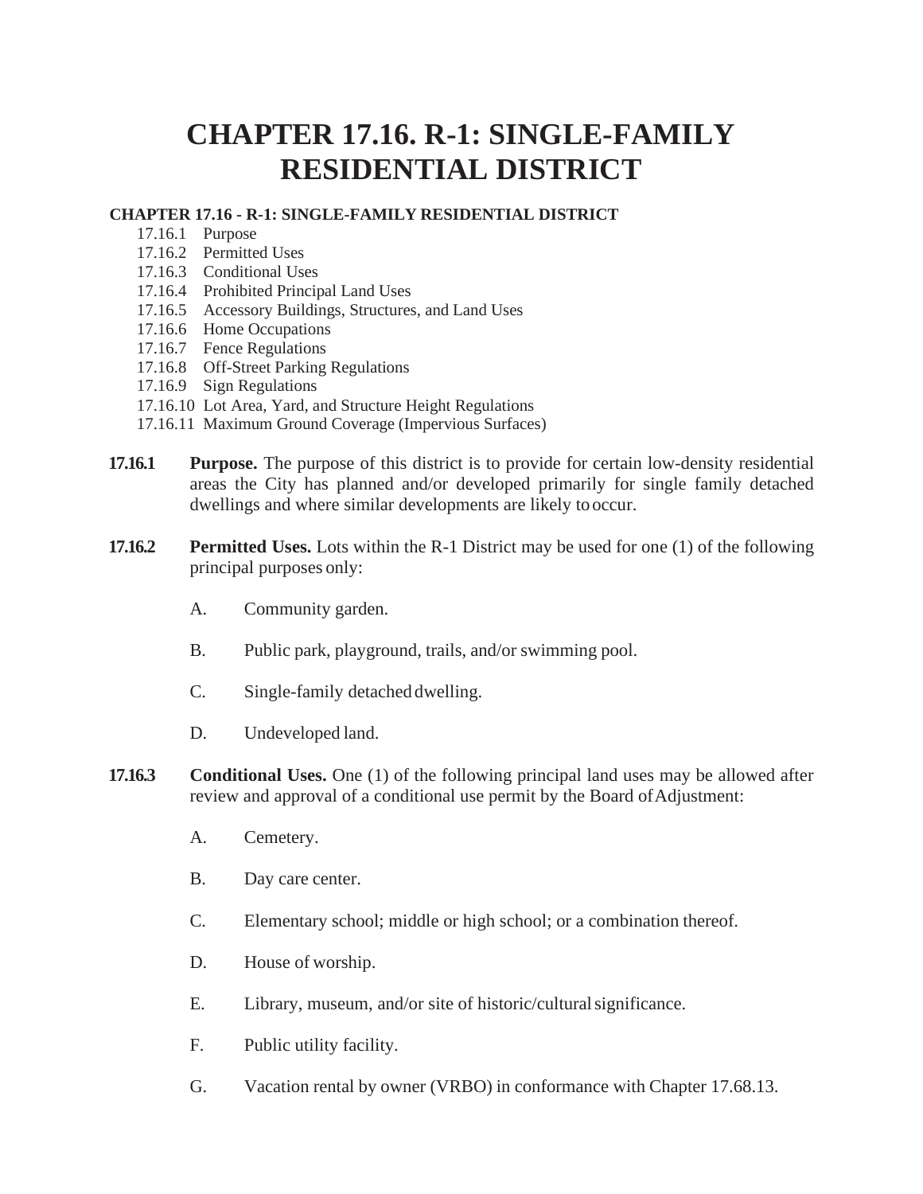# CHAPTER 17.16. R-1: SINGLE-FAMILY RESIDENTIAL DISTRICT

**CHAPTER 17.16 - R-1: SINGLE-FAMILY RESIDENTIAL DISTRICT**

- 17.16.1 Purpose
- 17.16.2 Permitted Uses
- 17.16.3 Conditional Uses
- 17.16.4 Prohibited Principal Land Uses
- 17.16.5 Accessory Buildings, Structures, and Land Uses
- 17.16.6 Home Occupations
- 17.16.7 Fence Regulations
- 17.16.8 Off-Street Parking Regulations
- 17.16.9 Sign Regulations
- 17.16.10 Lot Area, Yard, and Structure Height Regulations
- 17.16.11 Maximum Ground Coverage (Impervious Surfaces)

**17.16.1** **Purpose.** The purpose of this district is to provide for certain low-density residential areas the City has planned and/or developed primarily for single family detached dwellings and where similar developments are likely to occur.

**17.16.2** **Permitted Uses.** Lots within the R-1 District may be used for one (1) of the following principal purposes only:

A. Community garden.

B. Public park, playground, trails, and/or swimming pool.

C. Single-family detached dwelling.

D. Undeveloped land.

**17.16.3** **Conditional Uses.** One (1) of the following principal land uses may be allowed after review and approval of a conditional use permit by the Board of Adjustment:

A. Cemetery.

B. Day care center.

C. Elementary school; middle or high school; or a combination thereof.

D. House of worship.

E. Library, museum, and/or site of historic/cultural significance.

F. Public utility facility.

G. Vacation rental by owner (VRBO) in conformance with Chapter 17.68.13.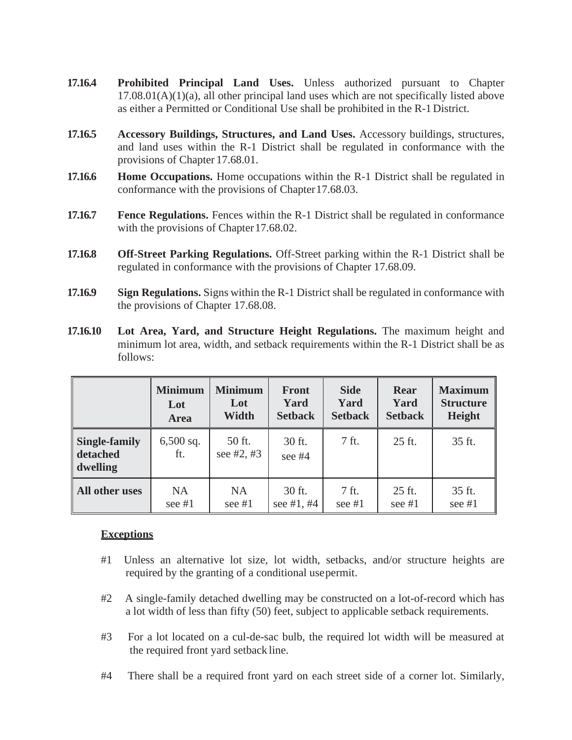**17.16.4** **Prohibited Principal Land Uses.** Unless authorized pursuant to Chapter 17.08.01(A)(1)(a), all other principal land uses which are not specifically listed above as either a Permitted or Conditional Use shall be prohibited in the R-1 District.

**17.16.5** **Accessory Buildings, Structures, and Land Uses.** Accessory buildings, structures, and land uses within the R-1 District shall be regulated in conformance with the provisions of Chapter 17.68.01.

**17.16.6** **Home Occupations.** Home occupations within the R-1 District shall be regulated in conformance with the provisions of Chapter 17.68.03.

**17.16.7** **Fence Regulations.** Fences within the R-1 District shall be regulated in conformance with the provisions of Chapter 17.68.02.

**17.16.8** **Off-Street Parking Regulations.** Off-Street parking within the R-1 District shall be regulated in conformance with the provisions of Chapter 17.68.09.

**17.16.9** **Sign Regulations.** Signs within the R-1 District shall be regulated in conformance with the provisions of Chapter 17.68.08.

**17.16.10** **Lot Area, Yard, and Structure Height Regulations.** The maximum height and minimum lot area, width, and setback requirements within the R-1 District shall be as follows:

| | Minimum Lot Area | Minimum Lot Width | Front Yard Setback | Side Yard Setback | Rear Yard Setback | Maximum Structure Height |
|---|---|---|---|---|---|---|
| **Single-family detached dwelling** | 6,500 sq. ft. | 50 ft. see #2, #3 | 30 ft. see #4 | 7 ft. | 25 ft. | 35 ft. |
| **All other uses** | NA see #1 | NA see #1 | 30 ft. see #1, #4 | 7 ft. see #1 | 25 ft. see #1 | 35 ft. see #1 |

**Exceptions**

#1 Unless an alternative lot size, lot width, setbacks, and/or structure heights are required by the granting of a conditional use permit.

#2 A single-family detached dwelling may be constructed on a lot-of-record which has a lot width of less than fifty (50) feet, subject to applicable setback requirements.

#3 For a lot located on a cul-de-sac bulb, the required lot width will be measured at the required front yard setback line.

#4 There shall be a required front yard on each street side of a corner lot. Similarly,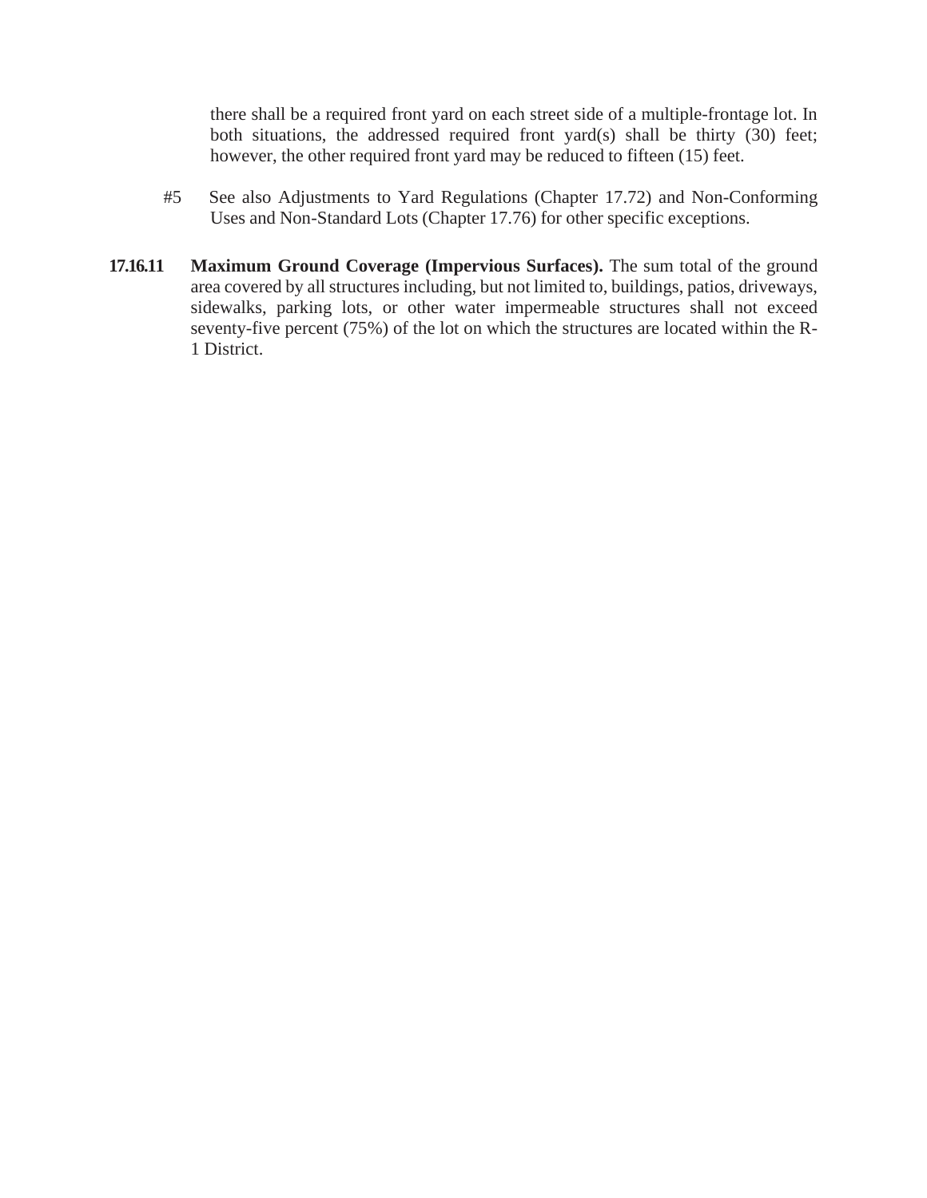there shall be a required front yard on each street side of a multiple-frontage lot. In both situations, the addressed required front yard(s) shall be thirty (30) feet; however, the other required front yard may be reduced to fifteen (15) feet.

#5 See also Adjustments to Yard Regulations (Chapter 17.72) and Non-Conforming Uses and Non-Standard Lots (Chapter 17.76) for other specific exceptions.

**17.16.11** **Maximum Ground Coverage (Impervious Surfaces).** The sum total of the ground area covered by all structures including, but not limited to, buildings, patios, driveways, sidewalks, parking lots, or other water impermeable structures shall not exceed seventy-five percent (75%) of the lot on which the structures are located within the R-1 District.